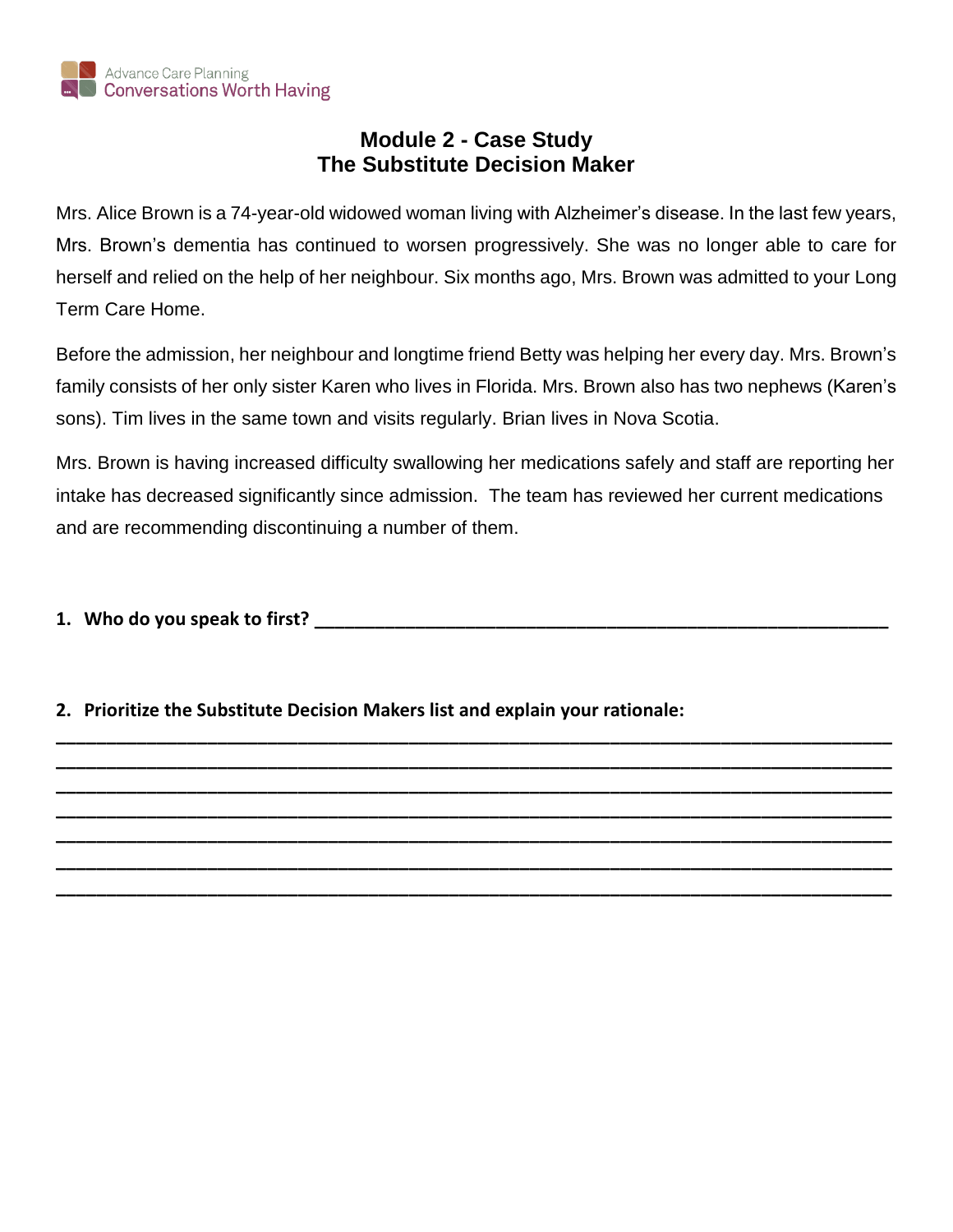Advance Care Planning
Conversations Worth Having

# Module 2 - Case Study
## The Substitute Decision Maker

Mrs. Alice Brown is a 74-year-old widowed woman living with Alzheimer's disease. In the last few years, Mrs. Brown's dementia has continued to worsen progressively. She was no longer able to care for herself and relied on the help of her neighbour. Six months ago, Mrs. Brown was admitted to your Long Term Care Home.

Before the admission, her neighbour and longtime friend Betty was helping her every day. Mrs. Brown's family consists of her only sister Karen who lives in Florida. Mrs. Brown also has two nephews (Karen's sons). Tim lives in the same town and visits regularly. Brian lives in Nova Scotia.

Mrs. Brown is having increased difficulty swallowing her medications safely and staff are reporting her intake has decreased significantly since admission. The team has reviewed her current medications and are recommending discontinuing a number of them.

1. **Who do you speak to first?** ______________________________________________

2. **Prioritize the Substitute Decision Makers list and explain your rationale:**

______________________________________________________________________________
______________________________________________________________________________
______________________________________________________________________________
______________________________________________________________________________
______________________________________________________________________________
______________________________________________________________________________
______________________________________________________________________________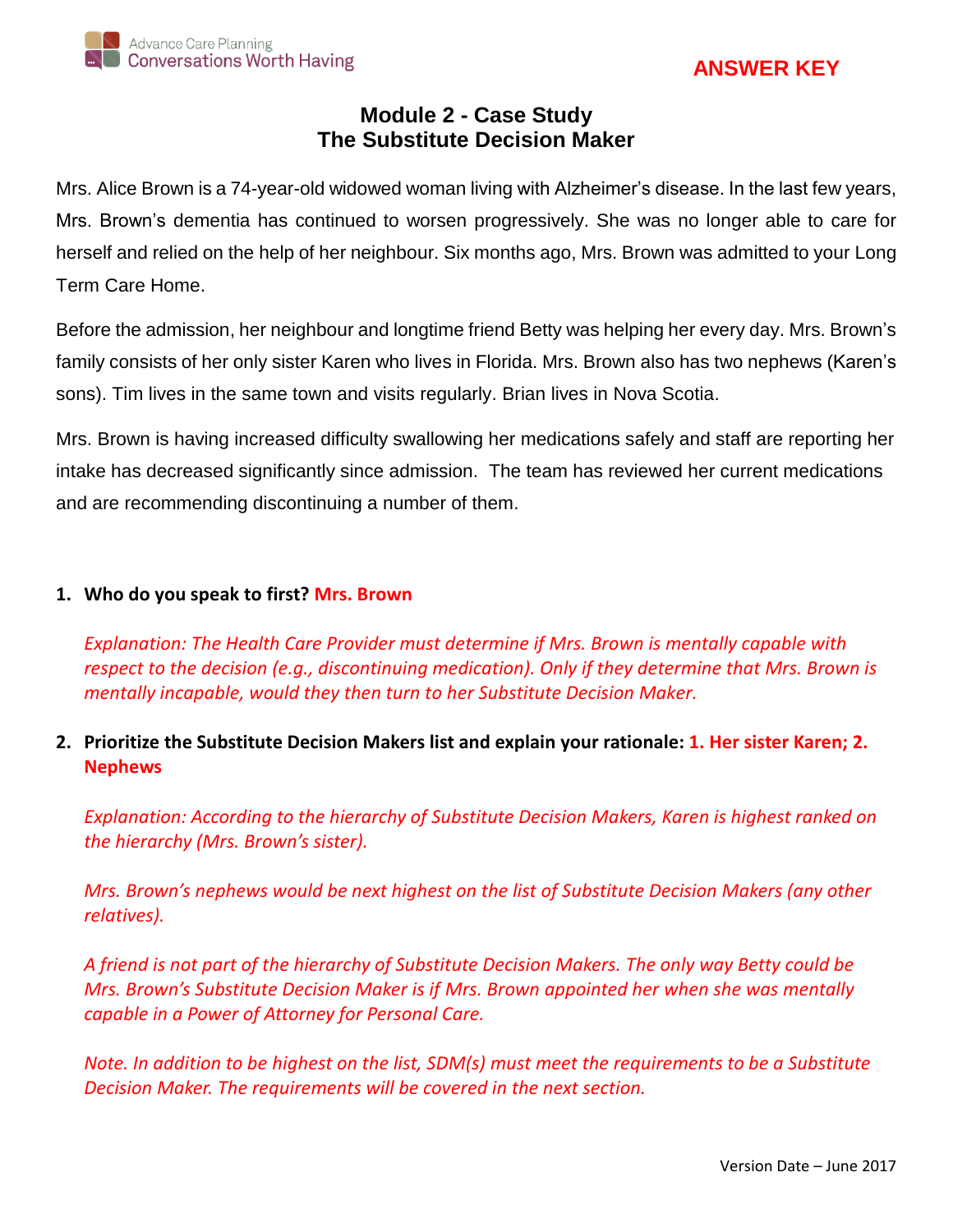Advance Care Planning
Conversations Worth Having

**ANSWER KEY**

## Module 2 - Case Study
## The Substitute Decision Maker

Mrs. Alice Brown is a 74-year-old widowed woman living with Alzheimer's disease. In the last few years, Mrs. Brown's dementia has continued to worsen progressively. She was no longer able to care for herself and relied on the help of her neighbour. Six months ago, Mrs. Brown was admitted to your Long Term Care Home.

Before the admission, her neighbour and longtime friend Betty was helping her every day. Mrs. Brown's family consists of her only sister Karen who lives in Florida. Mrs. Brown also has two nephews (Karen's sons). Tim lives in the same town and visits regularly. Brian lives in Nova Scotia.

Mrs. Brown is having increased difficulty swallowing her medications safely and staff are reporting her intake has decreased significantly since admission. The team has reviewed her current medications and are recommending discontinuing a number of them.

1. **Who do you speak to first?** **Mrs. Brown**

   *Explanation: The Health Care Provider must determine if Mrs. Brown is mentally capable with respect to the decision (e.g., discontinuing medication). Only if they determine that Mrs. Brown is mentally incapable, would they then turn to her Substitute Decision Maker.*

2. **Prioritize the Substitute Decision Makers list and explain your rationale:** **1. Her sister Karen; 2. Nephews**

   *Explanation: According to the hierarchy of Substitute Decision Makers, Karen is highest ranked on the hierarchy (Mrs. Brown's sister).*

   *Mrs. Brown's nephews would be next highest on the list of Substitute Decision Makers (any other relatives).*

   *A friend is not part of the hierarchy of Substitute Decision Makers. The only way Betty could be Mrs. Brown's Substitute Decision Maker is if Mrs. Brown appointed her when she was mentally capable in a Power of Attorney for Personal Care.*

   *Note. In addition to be highest on the list, SDM(s) must meet the requirements to be a Substitute Decision Maker. The requirements will be covered in the next section.*

Version Date – June 2017